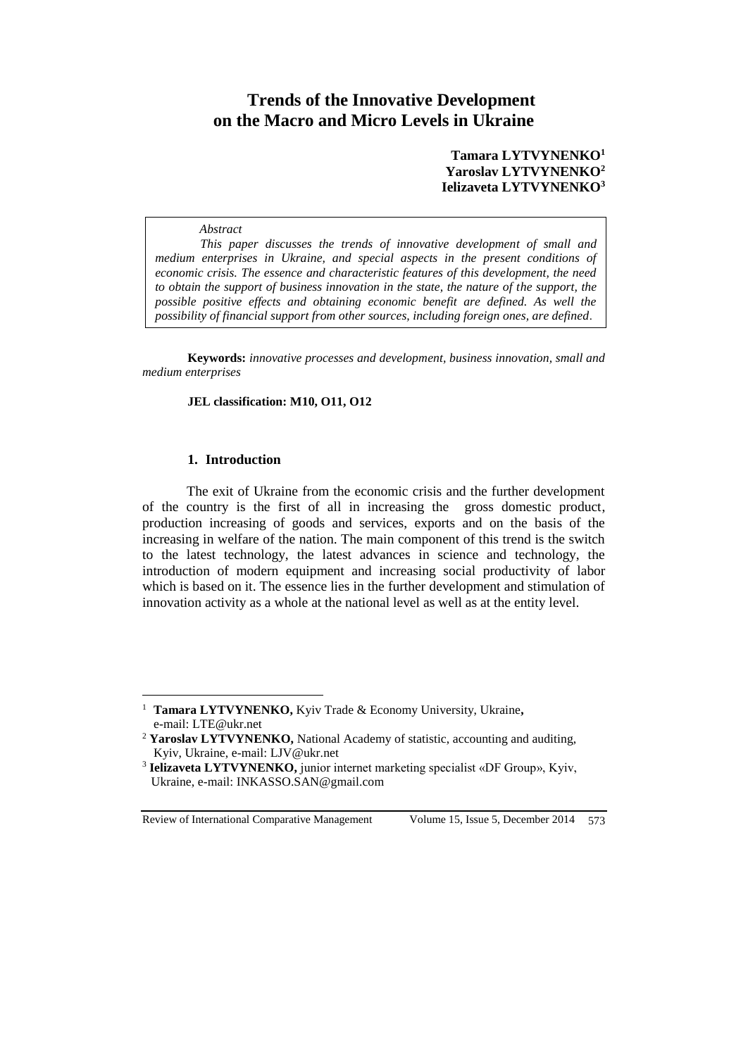# Trends of the Innovative Development on the Macro and Micro Levels in Ukraine

**Tamara LYTVYNENKO**[1]
**Yaroslav LYTVYNENKO**[2]
**Ielizaveta LYTVYNENKO**[3]

> *Abstract*
>
> *This paper discusses the trends of innovative development of small and medium enterprises in Ukraine, and special aspects in the present conditions of economic crisis. The essence and characteristic features of this development, the need to obtain the support of business innovation in the state, the nature of the support, the possible positive effects and obtaining economic benefit are defined. As well the possibility of financial support from other sources, including foreign ones, are defined.*

**Keywords:** *innovative processes and development, business innovation, small and medium enterprises*

**JEL classification: M10, O11, O12**

## 1. Introduction

The exit of Ukraine from the economic crisis and the further development of the country is the first of all in increasing the gross domestic product, production increasing of goods and services, exports and on the basis of the increasing in welfare of the nation. The main component of this trend is the switch to the latest technology, the latest advances in science and technology, the introduction of modern equipment and increasing social productivity of labor which is based on it. The essence lies in the further development and stimulation of innovation activity as a whole at the national level as well as at the entity level.

---

[1] **Tamara LYTVYNENKO,** Kyiv Trade & Economy University, Ukraine**,** e-mail: LTE@ukr.net

[2] **Yaroslav LYTVYNENKO,** National Academy of statistic, accounting and auditing, Kyiv, Ukraine, e-mail: LJV@ukr.net

[3] **Ielizaveta LYTVYNENKO,** junior internet marketing specialist «DF Group», Kyiv, Ukraine, e-mail: INKASSO.SAN@gmail.com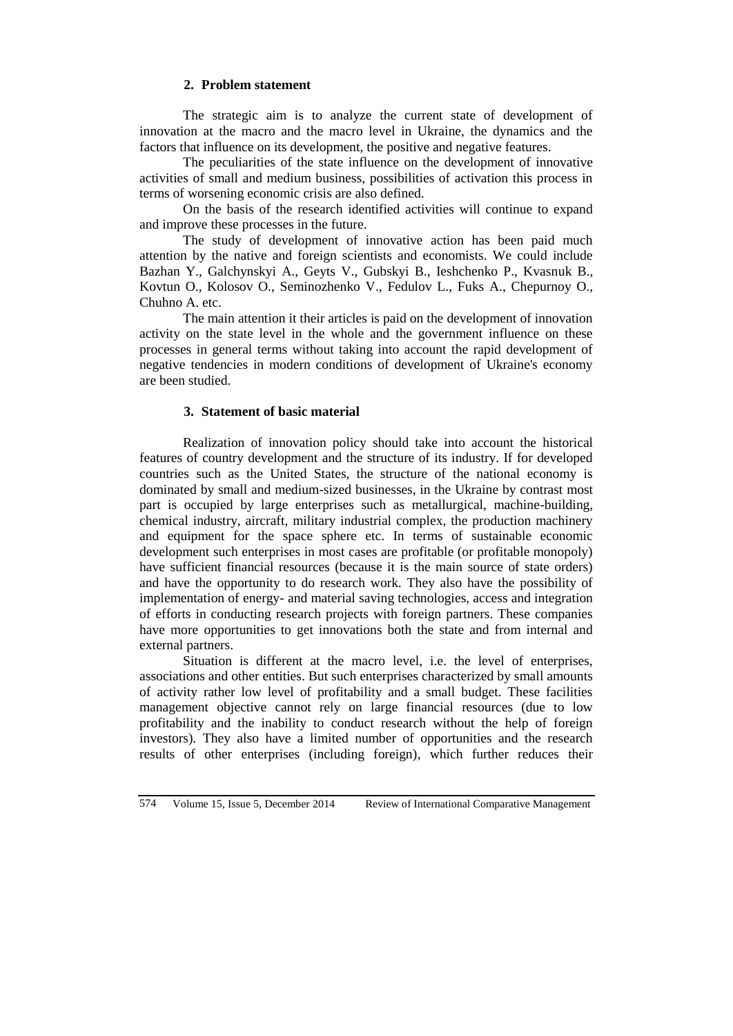## 2. Problem statement

The strategic aim is to analyze the current state of development of innovation at the macro and the macro level in Ukraine, the dynamics and the factors that influence on its development, the positive and negative features.

The peculiarities of the state influence on the development of innovative activities of small and medium business, possibilities of activation this process in terms of worsening economic crisis are also defined.

On the basis of the research identified activities will continue to expand and improve these processes in the future.

The study of development of innovative action has been paid much attention by the native and foreign scientists and economists. We could include Bazhan Y., Galchynskyi A., Geyts V., Gubskyi B., Ieshchenko P., Kvasnuk B., Kovtun O., Kolosov O., Seminozhenko V., Fedulov L., Fuks A., Chepurnoy O., Chuhno A. etc.

The main attention it their articles is paid on the development of innovation activity on the state level in the whole and the government influence on these processes in general terms without taking into account the rapid development of negative tendencies in modern conditions of development of Ukraine's economy are been studied.

## 3. Statement of basic material

Realization of innovation policy should take into account the historical features of country development and the structure of its industry. If for developed countries such as the United States, the structure of the national economy is dominated by small and medium-sized businesses, in the Ukraine by contrast most part is occupied by large enterprises such as metallurgical, machine-building, chemical industry, aircraft, military industrial complex, the production machinery and equipment for the space sphere etc. In terms of sustainable economic development such enterprises in most cases are profitable (or profitable monopoly) have sufficient financial resources (because it is the main source of state orders) and have the opportunity to do research work. They also have the possibility of implementation of energy- and material saving technologies, access and integration of efforts in conducting research projects with foreign partners. These companies have more opportunities to get innovations both the state and from internal and external partners.

Situation is different at the macro level, i.e. the level of enterprises, associations and other entities. But such enterprises characterized by small amounts of activity rather low level of profitability and a small budget. These facilities management objective cannot rely on large financial resources (due to low profitability and the inability to conduct research without the help of foreign investors). They also have a limited number of opportunities and the research results of other enterprises (including foreign), which further reduces their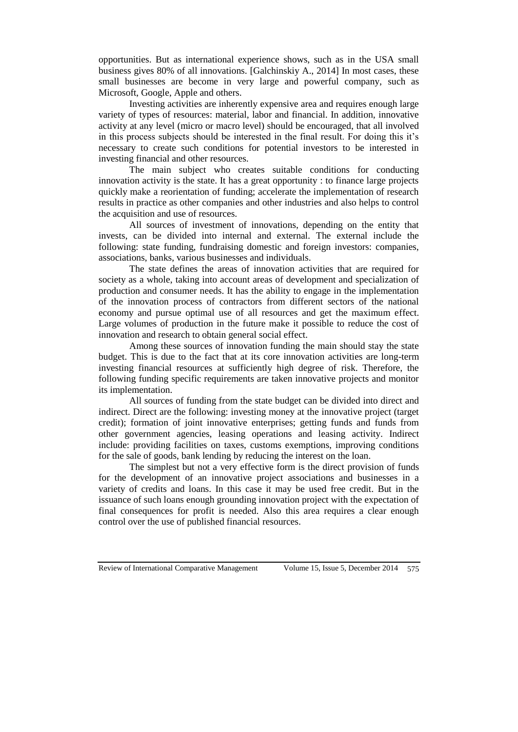opportunities. But as international experience shows, such as in the USA small business gives 80% of all innovations. [Galchinskiy A., 2014] In most cases, these small businesses are become in very large and powerful company, such as Microsoft, Google, Apple and others.

Investing activities are inherently expensive area and requires enough large variety of types of resources: material, labor and financial. In addition, innovative activity at any level (micro or macro level) should be encouraged, that all involved in this process subjects should be interested in the final result. For doing this it's necessary to create such conditions for potential investors to be interested in investing financial and other resources.

The main subject who creates suitable conditions for conducting innovation activity is the state. It has a great opportunity : to finance large projects quickly make a reorientation of funding; accelerate the implementation of research results in practice as other companies and other industries and also helps to control the acquisition and use of resources.

All sources of investment of innovations, depending on the entity that invests, can be divided into internal and external. The external include the following: state funding, fundraising domestic and foreign investors: companies, associations, banks, various businesses and individuals.

The state defines the areas of innovation activities that are required for society as a whole, taking into account areas of development and specialization of production and consumer needs. It has the ability to engage in the implementation of the innovation process of contractors from different sectors of the national economy and pursue optimal use of all resources and get the maximum effect. Large volumes of production in the future make it possible to reduce the cost of innovation and research to obtain general social effect.

Among these sources of innovation funding the main should stay the state budget. This is due to the fact that at its core innovation activities are long-term investing financial resources at sufficiently high degree of risk. Therefore, the following funding specific requirements are taken innovative projects and monitor its implementation.

All sources of funding from the state budget can be divided into direct and indirect. Direct are the following: investing money at the innovative project (target credit); formation of joint innovative enterprises; getting funds and funds from other government agencies, leasing operations and leasing activity. Indirect include: providing facilities on taxes, customs exemptions, improving conditions for the sale of goods, bank lending by reducing the interest on the loan.

The simplest but not a very effective form is the direct provision of funds for the development of an innovative project associations and businesses in a variety of credits and loans. In this case it may be used free credit. But in the issuance of such loans enough grounding innovation project with the expectation of final consequences for profit is needed. Also this area requires a clear enough control over the use of published financial resources.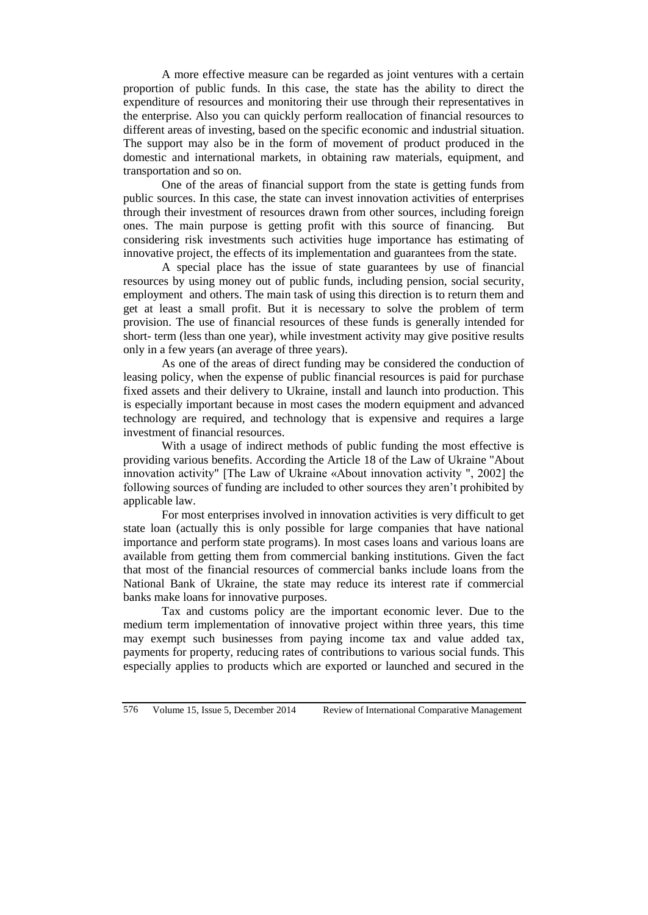A more effective measure can be regarded as joint ventures with a certain proportion of public funds. In this case, the state has the ability to direct the expenditure of resources and monitoring their use through their representatives in the enterprise. Also you can quickly perform reallocation of financial resources to different areas of investing, based on the specific economic and industrial situation. The support may also be in the form of movement of product produced in the domestic and international markets, in obtaining raw materials, equipment, and transportation and so on.

One of the areas of financial support from the state is getting funds from public sources. In this case, the state can invest innovation activities of enterprises through their investment of resources drawn from other sources, including foreign ones. The main purpose is getting profit with this source of financing. But considering risk investments such activities huge importance has estimating of innovative project, the effects of its implementation and guarantees from the state.

A special place has the issue of state guarantees by use of financial resources by using money out of public funds, including pension, social security, employment and others. The main task of using this direction is to return them and get at least a small profit. But it is necessary to solve the problem of term provision. The use of financial resources of these funds is generally intended for short- term (less than one year), while investment activity may give positive results only in a few years (an average of three years).

As one of the areas of direct funding may be considered the conduction of leasing policy, when the expense of public financial resources is paid for purchase fixed assets and their delivery to Ukraine, install and launch into production. This is especially important because in most cases the modern equipment and advanced technology are required, and technology that is expensive and requires a large investment of financial resources.

With a usage of indirect methods of public funding the most effective is providing various benefits. According the Article 18 of the Law of Ukraine "About innovation activity" [The Law of Ukraine «About innovation activity ", 2002] the following sources of funding are included to other sources they aren't prohibited by applicable law.

For most enterprises involved in innovation activities is very difficult to get state loan (actually this is only possible for large companies that have national importance and perform state programs). In most cases loans and various loans are available from getting them from commercial banking institutions. Given the fact that most of the financial resources of commercial banks include loans from the National Bank of Ukraine, the state may reduce its interest rate if commercial banks make loans for innovative purposes.

Tax and customs policy are the important economic lever. Due to the medium term implementation of innovative project within three years, this time may exempt such businesses from paying income tax and value added tax, payments for property, reducing rates of contributions to various social funds. This especially applies to products which are exported or launched and secured in the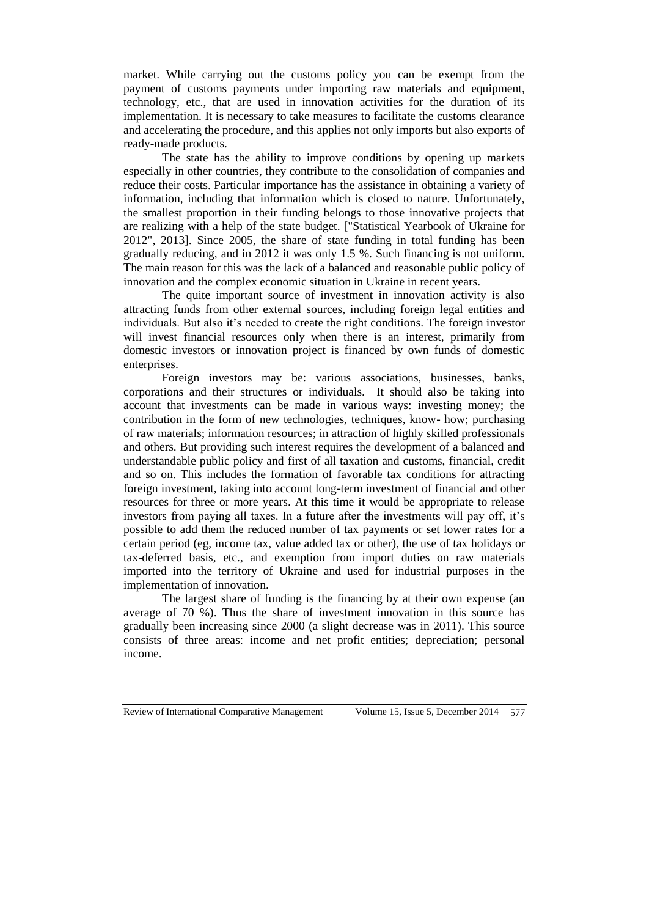market. While carrying out the customs policy you can be exempt from the payment of customs payments under importing raw materials and equipment, technology, etc., that are used in innovation activities for the duration of its implementation. It is necessary to take measures to facilitate the customs clearance and accelerating the procedure, and this applies not only imports but also exports of ready-made products.

The state has the ability to improve conditions by opening up markets especially in other countries, they contribute to the consolidation of companies and reduce their costs. Particular importance has the assistance in obtaining a variety of information, including that information which is closed to nature. Unfortunately, the smallest proportion in their funding belongs to those innovative projects that are realizing with a help of the state budget. ["Statistical Yearbook of Ukraine for 2012", 2013]. Since 2005, the share of state funding in total funding has been gradually reducing, and in 2012 it was only 1.5 %. Such financing is not uniform. The main reason for this was the lack of a balanced and reasonable public policy of innovation and the complex economic situation in Ukraine in recent years.

The quite important source of investment in innovation activity is also attracting funds from other external sources, including foreign legal entities and individuals. But also it's needed to create the right conditions. The foreign investor will invest financial resources only when there is an interest, primarily from domestic investors or innovation project is financed by own funds of domestic enterprises.

Foreign investors may be: various associations, businesses, banks, corporations and their structures or individuals. It should also be taking into account that investments can be made in various ways: investing money; the contribution in the form of new technologies, techniques, know- how; purchasing of raw materials; information resources; in attraction of highly skilled professionals and others. But providing such interest requires the development of a balanced and understandable public policy and first of all taxation and customs, financial, credit and so on. This includes the formation of favorable tax conditions for attracting foreign investment, taking into account long-term investment of financial and other resources for three or more years. At this time it would be appropriate to release investors from paying all taxes. In a future after the investments will pay off, it's possible to add them the reduced number of tax payments or set lower rates for a certain period (eg, income tax, value added tax or other), the use of tax holidays or tax-deferred basis, etc., and exemption from import duties on raw materials imported into the territory of Ukraine and used for industrial purposes in the implementation of innovation.

The largest share of funding is the financing by at their own expense (an average of 70 %). Thus the share of investment innovation in this source has gradually been increasing since 2000 (a slight decrease was in 2011). This source consists of three areas: income and net profit entities; depreciation; personal income.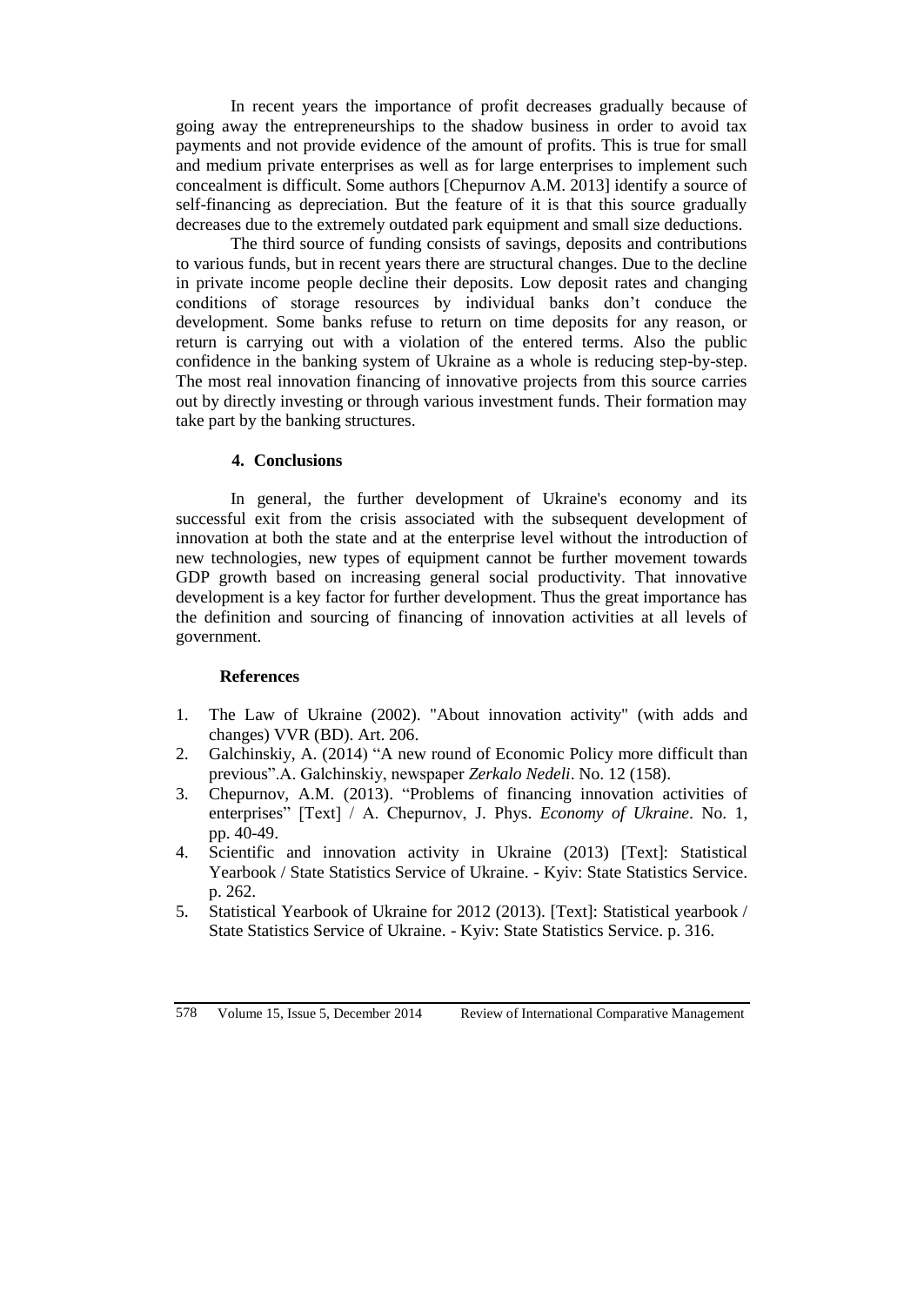In recent years the importance of profit decreases gradually because of going away the entrepreneurships to the shadow business in order to avoid tax payments and not provide evidence of the amount of profits. This is true for small and medium private enterprises as well as for large enterprises to implement such concealment is difficult. Some authors [Chepurnov A.M. 2013] identify a source of self-financing as depreciation. But the feature of it is that this source gradually decreases due to the extremely outdated park equipment and small size deductions.

The third source of funding consists of savings, deposits and contributions to various funds, but in recent years there are structural changes. Due to the decline in private income people decline their deposits. Low deposit rates and changing conditions of storage resources by individual banks don't conduce the development. Some banks refuse to return on time deposits for any reason, or return is carrying out with a violation of the entered terms. Also the public confidence in the banking system of Ukraine as a whole is reducing step-by-step. The most real innovation financing of innovative projects from this source carries out by directly investing or through various investment funds. Their formation may take part by the banking structures.

## 4. Conclusions

In general, the further development of Ukraine's economy and its successful exit from the crisis associated with the subsequent development of innovation at both the state and at the enterprise level without the introduction of new technologies, new types of equipment cannot be further movement towards GDP growth based on increasing general social productivity. That innovative development is a key factor for further development. Thus the great importance has the definition and sourcing of financing of innovation activities at all levels of government.

## References

1. The Law of Ukraine (2002). "About innovation activity" (with adds and changes) VVR (BD). Art. 206.
2. Galchinskiy, A. (2014) "A new round of Economic Policy more difficult than previous".A. Galchinskiy, newspaper *Zerkalo Nedeli*. No. 12 (158).
3. Chepurnov, A.M. (2013). "Problems of financing innovation activities of enterprises" [Text] / A. Chepurnov, J. Phys. *Economy of Ukraine*. No. 1, pp. 40-49.
4. Scientific and innovation activity in Ukraine (2013) [Text]: Statistical Yearbook / State Statistics Service of Ukraine. - Kyiv: State Statistics Service. p. 262.
5. Statistical Yearbook of Ukraine for 2012 (2013). [Text]: Statistical yearbook / State Statistics Service of Ukraine. - Kyiv: State Statistics Service. p. 316.